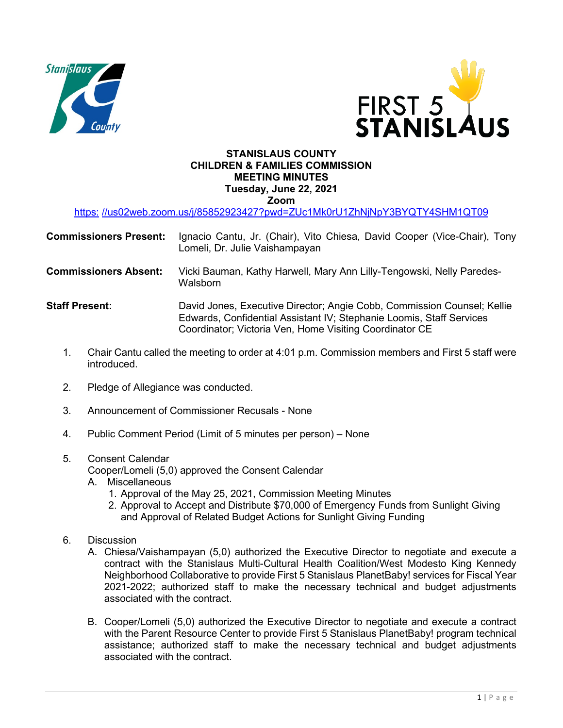**STANISLAUS COUNTY**
**CHILDREN & FAMILIES COMMISSION**
**MEETING MINUTES**
**Tuesday, June 22, 2021**
**Zoom**

https: //us02web.zoom.us/j/85852923427?pwd=ZUc1Mk0rU1ZhNjNpY3BYQTY4SHM1QT09

**Commissioners Present:** Ignacio Cantu, Jr. (Chair), Vito Chiesa, David Cooper (Vice-Chair), Tony Lomeli, Dr. Julie Vaishampayan

**Commissioners Absent:** Vicki Bauman, Kathy Harwell, Mary Ann Lilly-Tengowski, Nelly Paredes-Walsborn

**Staff Present:** David Jones, Executive Director; Angie Cobb, Commission Counsel; Kellie Edwards, Confidential Assistant IV; Stephanie Loomis, Staff Services Coordinator; Victoria Ven, Home Visiting Coordinator CE

1. Chair Cantu called the meeting to order at 4:01 p.m. Commission members and First 5 staff were introduced.

2. Pledge of Allegiance was conducted.

3. Announcement of Commissioner Recusals - None

4. Public Comment Period (Limit of 5 minutes per person) – None

5. Consent Calendar
   Cooper/Lomeli (5,0) approved the Consent Calendar
   A. Miscellaneous
      1. Approval of the May 25, 2021, Commission Meeting Minutes
      2. Approval to Accept and Distribute $70,000 of Emergency Funds from Sunlight Giving and Approval of Related Budget Actions for Sunlight Giving Funding

6. Discussion
   A. Chiesa/Vaishampayan (5,0) authorized the Executive Director to negotiate and execute a contract with the Stanislaus Multi-Cultural Health Coalition/West Modesto King Kennedy Neighborhood Collaborative to provide First 5 Stanislaus PlanetBaby! services for Fiscal Year 2021-2022; authorized staff to make the necessary technical and budget adjustments associated with the contract.

   B. Cooper/Lomeli (5,0) authorized the Executive Director to negotiate and execute a contract with the Parent Resource Center to provide First 5 Stanislaus PlanetBaby! program technical assistance; authorized staff to make the necessary technical and budget adjustments associated with the contract.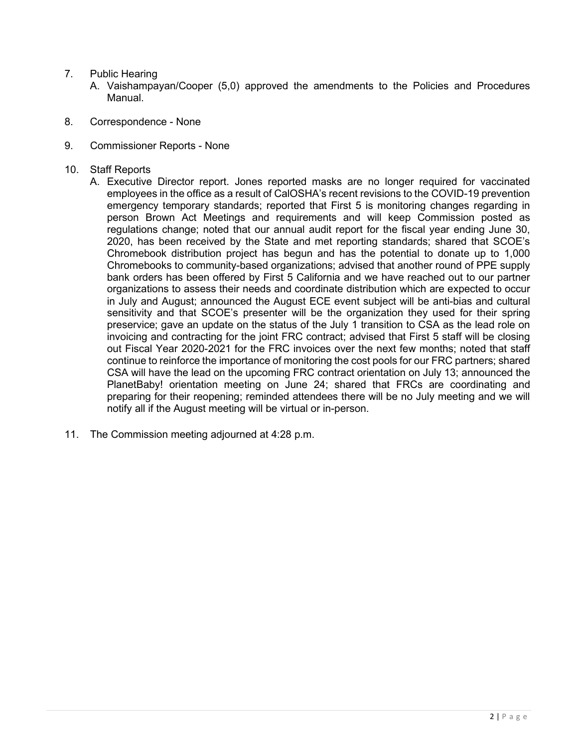7. Public Hearing
   A. Vaishampayan/Cooper (5,0) approved the amendments to the Policies and Procedures Manual.

8. Correspondence - None

9. Commissioner Reports - None

10. Staff Reports
    A. Executive Director report. Jones reported masks are no longer required for vaccinated employees in the office as a result of CalOSHA's recent revisions to the COVID-19 prevention emergency temporary standards; reported that First 5 is monitoring changes regarding in person Brown Act Meetings and requirements and will keep Commission posted as regulations change; noted that our annual audit report for the fiscal year ending June 30, 2020, has been received by the State and met reporting standards; shared that SCOE's Chromebook distribution project has begun and has the potential to donate up to 1,000 Chromebooks to community-based organizations; advised that another round of PPE supply bank orders has been offered by First 5 California and we have reached out to our partner organizations to assess their needs and coordinate distribution which are expected to occur in July and August; announced the August ECE event subject will be anti-bias and cultural sensitivity and that SCOE's presenter will be the organization they used for their spring preservice; gave an update on the status of the July 1 transition to CSA as the lead role on invoicing and contracting for the joint FRC contract; advised that First 5 staff will be closing out Fiscal Year 2020-2021 for the FRC invoices over the next few months; noted that staff continue to reinforce the importance of monitoring the cost pools for our FRC partners; shared CSA will have the lead on the upcoming FRC contract orientation on July 13; announced the PlanetBaby! orientation meeting on June 24; shared that FRCs are coordinating and preparing for their reopening; reminded attendees there will be no July meeting and we will notify all if the August meeting will be virtual or in-person.

11. The Commission meeting adjourned at 4:28 p.m.